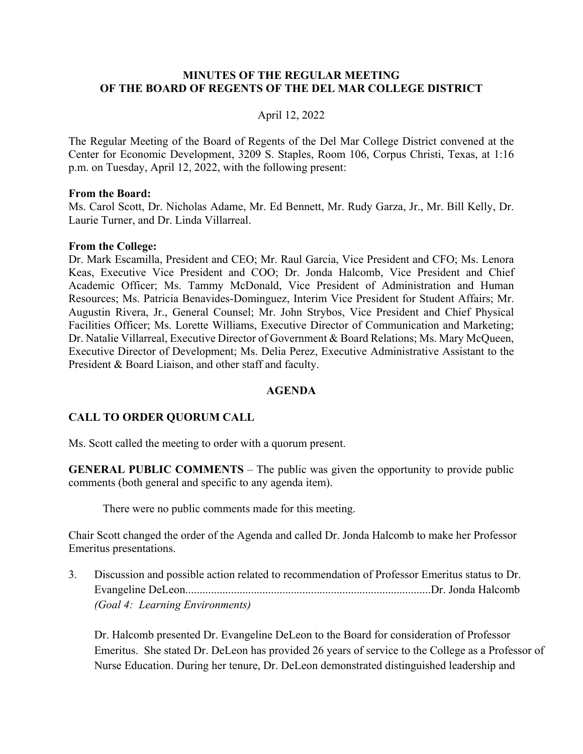**MINUTES OF THE REGULAR MEETING**
**OF THE BOARD OF REGENTS OF THE DEL MAR COLLEGE DISTRICT**

April 12, 2022

The Regular Meeting of the Board of Regents of the Del Mar College District convened at the Center for Economic Development, 3209 S. Staples, Room 106, Corpus Christi, Texas, at 1:16 p.m. on Tuesday, April 12, 2022, with the following present:

**From the Board:**
Ms. Carol Scott, Dr. Nicholas Adame, Mr. Ed Bennett, Mr. Rudy Garza, Jr., Mr. Bill Kelly, Dr. Laurie Turner, and Dr. Linda Villarreal.

**From the College:**
Dr. Mark Escamilla, President and CEO; Mr. Raul Garcia, Vice President and CFO; Ms. Lenora Keas, Executive Vice President and COO; Dr. Jonda Halcomb, Vice President and Chief Academic Officer; Ms. Tammy McDonald, Vice President of Administration and Human Resources; Ms. Patricia Benavides-Dominguez, Interim Vice President for Student Affairs; Mr. Augustin Rivera, Jr., General Counsel; Mr. John Strybos, Vice President and Chief Physical Facilities Officer; Ms. Lorette Williams, Executive Director of Communication and Marketing; Dr. Natalie Villarreal, Executive Director of Government & Board Relations; Ms. Mary McQueen, Executive Director of Development; Ms. Delia Perez, Executive Administrative Assistant to the President & Board Liaison, and other staff and faculty.

## AGENDA

## CALL TO ORDER QUORUM CALL

Ms. Scott called the meeting to order with a quorum present.

**GENERAL PUBLIC COMMENTS** – The public was given the opportunity to provide public comments (both general and specific to any agenda item).

There were no public comments made for this meeting.

Chair Scott changed the order of the Agenda and called Dr. Jonda Halcomb to make her Professor Emeritus presentations.

3. Discussion and possible action related to recommendation of Professor Emeritus status to Dr. Evangeline DeLeon.....................................................................................Dr. Jonda Halcomb
   *(Goal 4: Learning Environments)*

   Dr. Halcomb presented Dr. Evangeline DeLeon to the Board for consideration of Professor Emeritus. She stated Dr. DeLeon has provided 26 years of service to the College as a Professor of Nurse Education. During her tenure, Dr. DeLeon demonstrated distinguished leadership and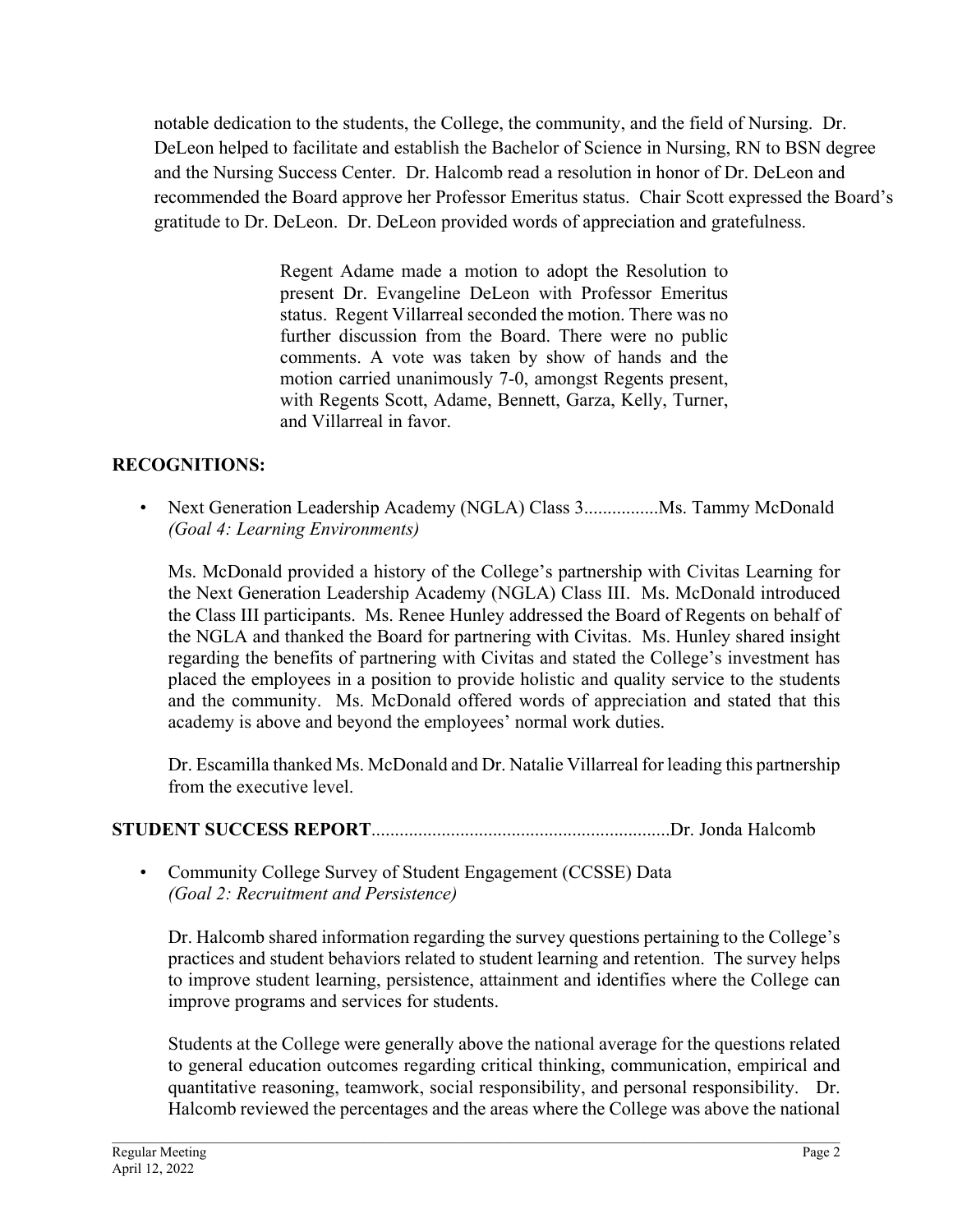notable dedication to the students, the College, the community, and the field of Nursing. Dr. DeLeon helped to facilitate and establish the Bachelor of Science in Nursing, RN to BSN degree and the Nursing Success Center. Dr. Halcomb read a resolution in honor of Dr. DeLeon and recommended the Board approve her Professor Emeritus status. Chair Scott expressed the Board's gratitude to Dr. DeLeon. Dr. DeLeon provided words of appreciation and gratefulness.

> Regent Adame made a motion to adopt the Resolution to present Dr. Evangeline DeLeon with Professor Emeritus status. Regent Villarreal seconded the motion. There was no further discussion from the Board. There were no public comments. A vote was taken by show of hands and the motion carried unanimously 7-0, amongst Regents present, with Regents Scott, Adame, Bennett, Garza, Kelly, Turner, and Villarreal in favor.

**RECOGNITIONS:**

- Next Generation Leadership Academy (NGLA) Class 3................Ms. Tammy McDonald
  *(Goal 4: Learning Environments)*

  Ms. McDonald provided a history of the College's partnership with Civitas Learning for the Next Generation Leadership Academy (NGLA) Class III. Ms. McDonald introduced the Class III participants. Ms. Renee Hunley addressed the Board of Regents on behalf of the NGLA and thanked the Board for partnering with Civitas. Ms. Hunley shared insight regarding the benefits of partnering with Civitas and stated the College's investment has placed the employees in a position to provide holistic and quality service to the students and the community. Ms. McDonald offered words of appreciation and stated that this academy is above and beyond the employees' normal work duties.

  Dr. Escamilla thanked Ms. McDonald and Dr. Natalie Villarreal for leading this partnership from the executive level.

**STUDENT SUCCESS REPORT**...............................................................Dr. Jonda Halcomb

- Community College Survey of Student Engagement (CCSSE) Data
  *(Goal 2: Recruitment and Persistence)*

  Dr. Halcomb shared information regarding the survey questions pertaining to the College's practices and student behaviors related to student learning and retention. The survey helps to improve student learning, persistence, attainment and identifies where the College can improve programs and services for students.

  Students at the College were generally above the national average for the questions related to general education outcomes regarding critical thinking, communication, empirical and quantitative reasoning, teamwork, social responsibility, and personal responsibility. Dr. Halcomb reviewed the percentages and the areas where the College was above the national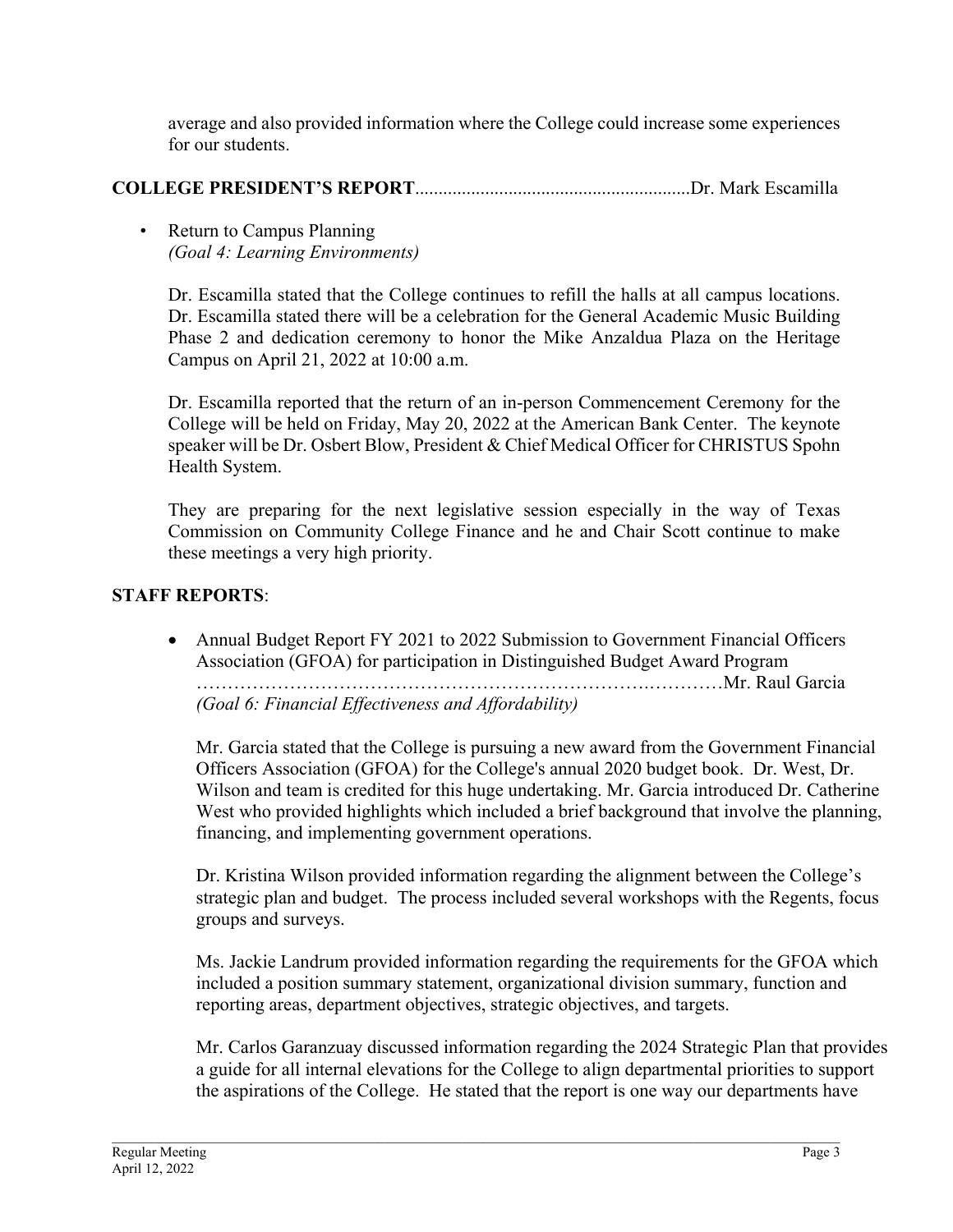average and also provided information where the College could increase some experiences for our students.

**COLLEGE PRESIDENT'S REPORT**..........................................................Dr. Mark Escamilla

- Return to Campus Planning
  *(Goal 4: Learning Environments)*

  Dr. Escamilla stated that the College continues to refill the halls at all campus locations. Dr. Escamilla stated there will be a celebration for the General Academic Music Building Phase 2 and dedication ceremony to honor the Mike Anzaldua Plaza on the Heritage Campus on April 21, 2022 at 10:00 a.m.

  Dr. Escamilla reported that the return of an in-person Commencement Ceremony for the College will be held on Friday, May 20, 2022 at the American Bank Center. The keynote speaker will be Dr. Osbert Blow, President & Chief Medical Officer for CHRISTUS Spohn Health System.

  They are preparing for the next legislative session especially in the way of Texas Commission on Community College Finance and he and Chair Scott continue to make these meetings a very high priority.

**STAFF REPORTS**:

- Annual Budget Report FY 2021 to 2022 Submission to Government Financial Officers Association (GFOA) for participation in Distinguished Budget Award Program ……………………………………………………………….…………Mr. Raul Garcia
  *(Goal 6: Financial Effectiveness and Affordability)*

  Mr. Garcia stated that the College is pursuing a new award from the Government Financial Officers Association (GFOA) for the College's annual 2020 budget book. Dr. West, Dr. Wilson and team is credited for this huge undertaking. Mr. Garcia introduced Dr. Catherine West who provided highlights which included a brief background that involve the planning, financing, and implementing government operations.

  Dr. Kristina Wilson provided information regarding the alignment between the College's strategic plan and budget. The process included several workshops with the Regents, focus groups and surveys.

  Ms. Jackie Landrum provided information regarding the requirements for the GFOA which included a position summary statement, organizational division summary, function and reporting areas, department objectives, strategic objectives, and targets.

  Mr. Carlos Garanzuay discussed information regarding the 2024 Strategic Plan that provides a guide for all internal elevations for the College to align departmental priorities to support the aspirations of the College. He stated that the report is one way our departments have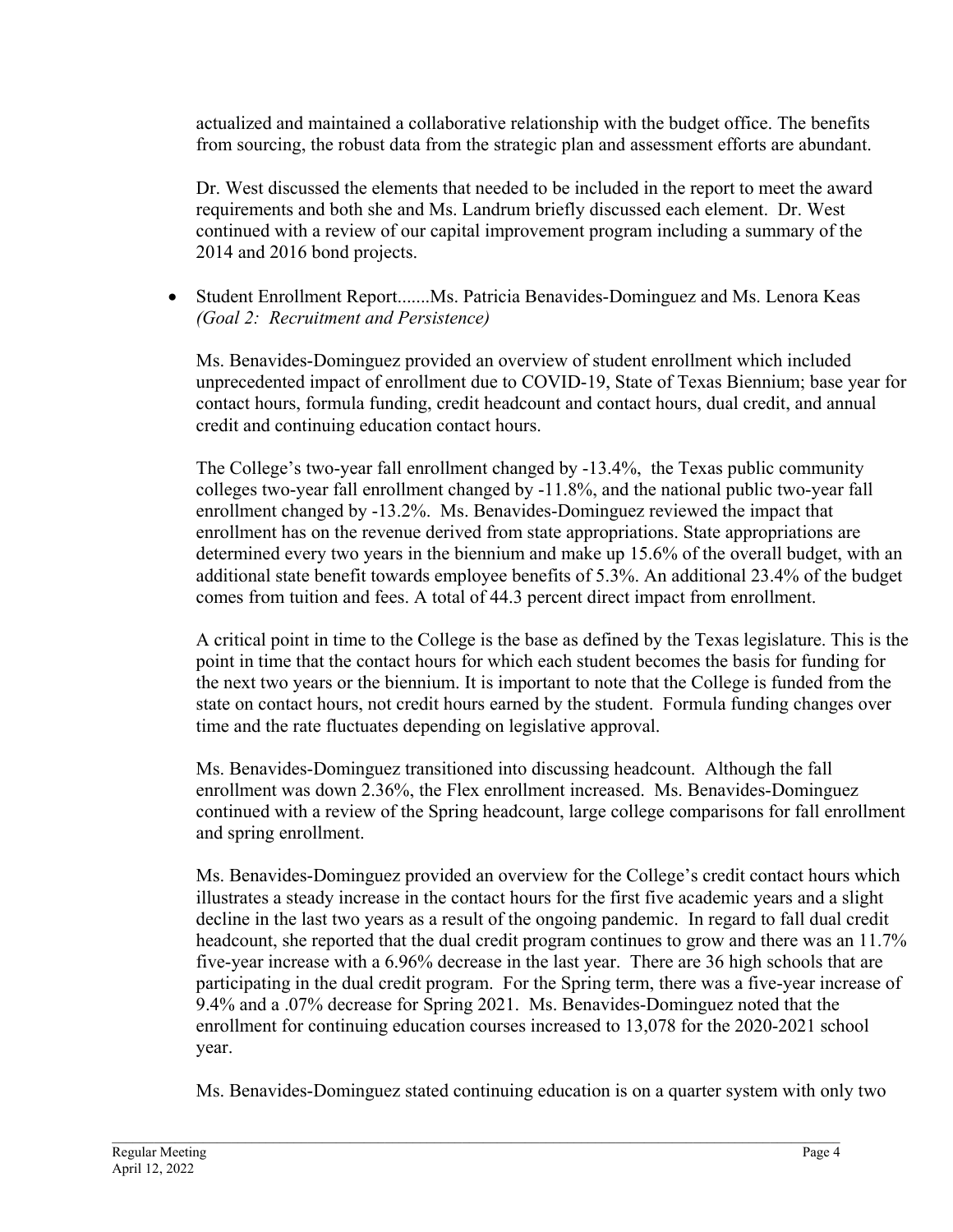actualized and maintained a collaborative relationship with the budget office. The benefits from sourcing, the robust data from the strategic plan and assessment efforts are abundant.

Dr. West discussed the elements that needed to be included in the report to meet the award requirements and both she and Ms. Landrum briefly discussed each element. Dr. West continued with a review of our capital improvement program including a summary of the 2014 and 2016 bond projects.

- Student Enrollment Report.......Ms. Patricia Benavides-Dominguez and Ms. Lenora Keas *(Goal 2: Recruitment and Persistence)*

  Ms. Benavides-Dominguez provided an overview of student enrollment which included unprecedented impact of enrollment due to COVID-19, State of Texas Biennium; base year for contact hours, formula funding, credit headcount and contact hours, dual credit, and annual credit and continuing education contact hours.

  The College's two-year fall enrollment changed by -13.4%, the Texas public community colleges two-year fall enrollment changed by -11.8%, and the national public two-year fall enrollment changed by -13.2%. Ms. Benavides-Dominguez reviewed the impact that enrollment has on the revenue derived from state appropriations. State appropriations are determined every two years in the biennium and make up 15.6% of the overall budget, with an additional state benefit towards employee benefits of 5.3%. An additional 23.4% of the budget comes from tuition and fees. A total of 44.3 percent direct impact from enrollment.

  A critical point in time to the College is the base as defined by the Texas legislature. This is the point in time that the contact hours for which each student becomes the basis for funding for the next two years or the biennium. It is important to note that the College is funded from the state on contact hours, not credit hours earned by the student. Formula funding changes over time and the rate fluctuates depending on legislative approval.

  Ms. Benavides-Dominguez transitioned into discussing headcount. Although the fall enrollment was down 2.36%, the Flex enrollment increased. Ms. Benavides-Dominguez continued with a review of the Spring headcount, large college comparisons for fall enrollment and spring enrollment.

  Ms. Benavides-Dominguez provided an overview for the College's credit contact hours which illustrates a steady increase in the contact hours for the first five academic years and a slight decline in the last two years as a result of the ongoing pandemic. In regard to fall dual credit headcount, she reported that the dual credit program continues to grow and there was an 11.7% five-year increase with a 6.96% decrease in the last year. There are 36 high schools that are participating in the dual credit program. For the Spring term, there was a five-year increase of 9.4% and a .07% decrease for Spring 2021. Ms. Benavides-Dominguez noted that the enrollment for continuing education courses increased to 13,078 for the 2020-2021 school year.

  Ms. Benavides-Dominguez stated continuing education is on a quarter system with only two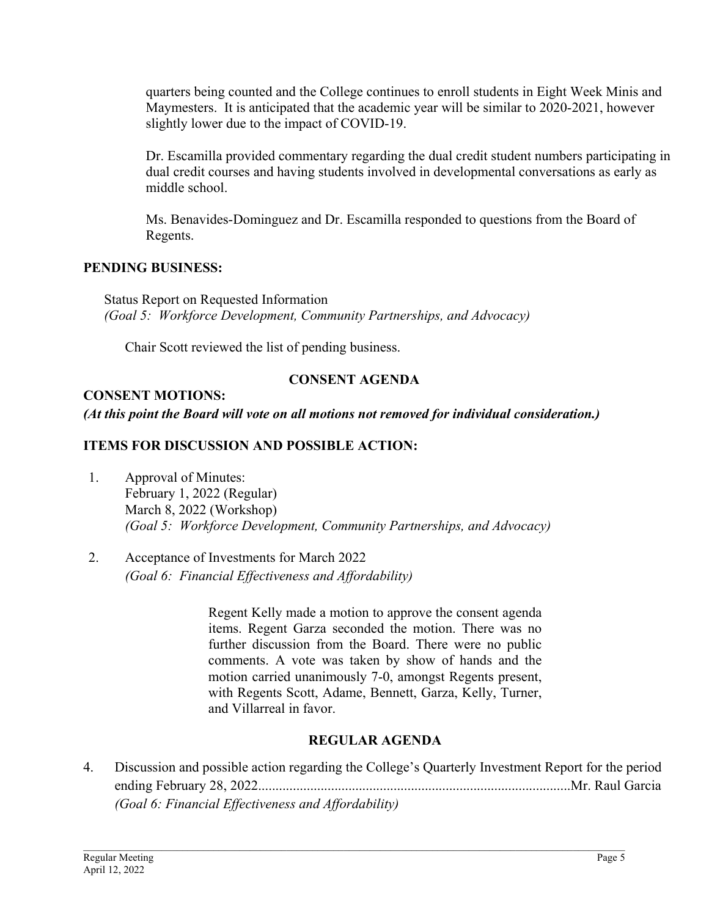quarters being counted and the College continues to enroll students in Eight Week Minis and Maymesters. It is anticipated that the academic year will be similar to 2020-2021, however slightly lower due to the impact of COVID-19.

Dr. Escamilla provided commentary regarding the dual credit student numbers participating in dual credit courses and having students involved in developmental conversations as early as middle school.

Ms. Benavides-Dominguez and Dr. Escamilla responded to questions from the Board of Regents.

**PENDING BUSINESS:**

Status Report on Requested Information
*(Goal 5: Workforce Development, Community Partnerships, and Advocacy)*

Chair Scott reviewed the list of pending business.

**CONSENT AGENDA**

**CONSENT MOTIONS:**
***(At this point the Board will vote on all motions not removed for individual consideration.)***

**ITEMS FOR DISCUSSION AND POSSIBLE ACTION:**

1. Approval of Minutes:
   February 1, 2022 (Regular)
   March 8, 2022 (Workshop)
   *(Goal 5: Workforce Development, Community Partnerships, and Advocacy)*

2. Acceptance of Investments for March 2022
   *(Goal 6: Financial Effectiveness and Affordability)*

Regent Kelly made a motion to approve the consent agenda items. Regent Garza seconded the motion. There was no further discussion from the Board. There were no public comments. A vote was taken by show of hands and the motion carried unanimously 7-0, amongst Regents present, with Regents Scott, Adame, Bennett, Garza, Kelly, Turner, and Villarreal in favor.

**REGULAR AGENDA**

4. Discussion and possible action regarding the College's Quarterly Investment Report for the period ending February 28, 2022.........................................................................................Mr. Raul Garcia
   *(Goal 6: Financial Effectiveness and Affordability)*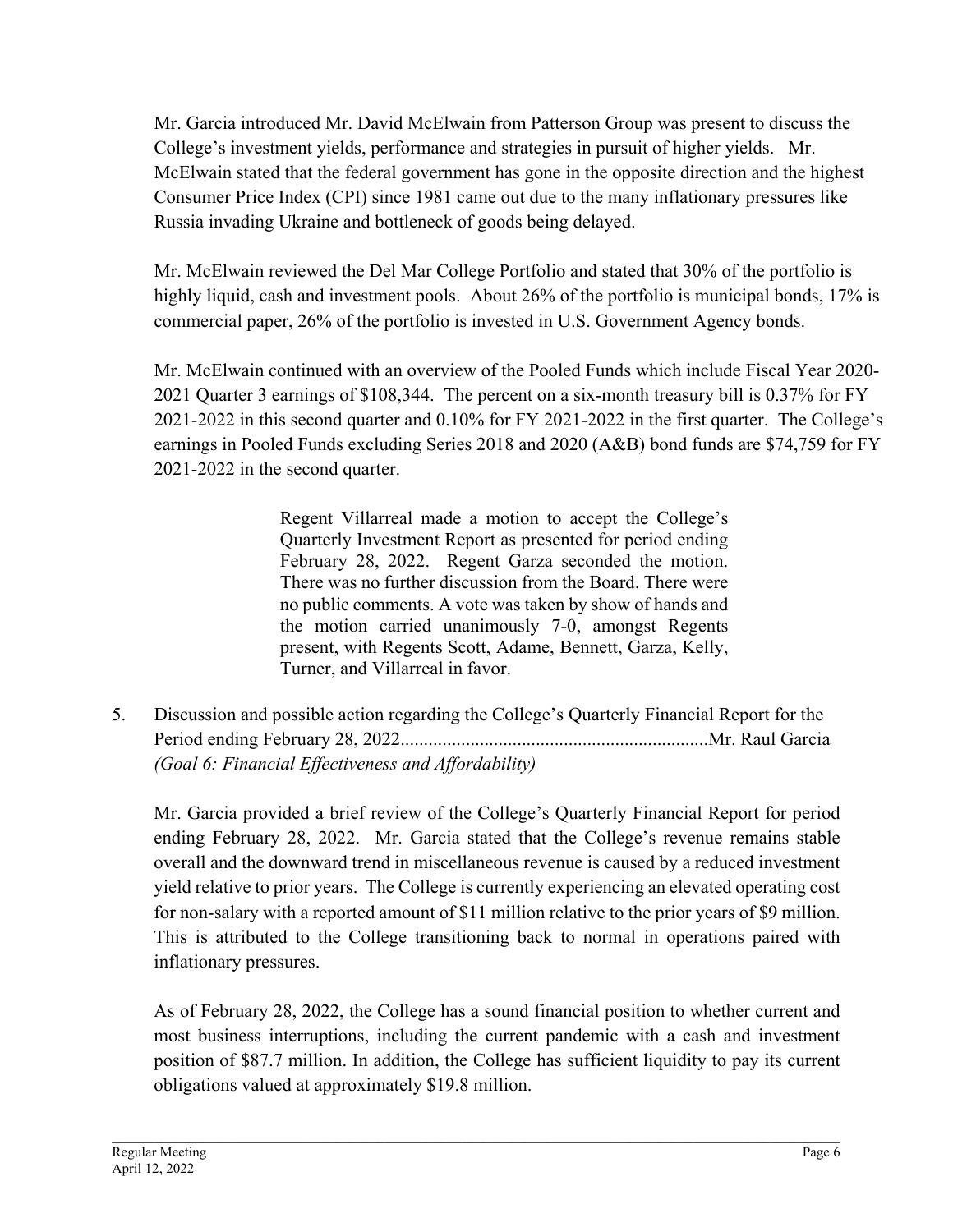Mr. Garcia introduced Mr. David McElwain from Patterson Group was present to discuss the College's investment yields, performance and strategies in pursuit of higher yields. Mr. McElwain stated that the federal government has gone in the opposite direction and the highest Consumer Price Index (CPI) since 1981 came out due to the many inflationary pressures like Russia invading Ukraine and bottleneck of goods being delayed.

Mr. McElwain reviewed the Del Mar College Portfolio and stated that 30% of the portfolio is highly liquid, cash and investment pools. About 26% of the portfolio is municipal bonds, 17% is commercial paper, 26% of the portfolio is invested in U.S. Government Agency bonds.

Mr. McElwain continued with an overview of the Pooled Funds which include Fiscal Year 2020-2021 Quarter 3 earnings of $108,344. The percent on a six-month treasury bill is 0.37% for FY 2021-2022 in this second quarter and 0.10% for FY 2021-2022 in the first quarter. The College's earnings in Pooled Funds excluding Series 2018 and 2020 (A&B) bond funds are $74,759 for FY 2021-2022 in the second quarter.

> Regent Villarreal made a motion to accept the College's Quarterly Investment Report as presented for period ending February 28, 2022. Regent Garza seconded the motion. There was no further discussion from the Board. There were no public comments. A vote was taken by show of hands and the motion carried unanimously 7-0, amongst Regents present, with Regents Scott, Adame, Bennett, Garza, Kelly, Turner, and Villarreal in favor.

5. Discussion and possible action regarding the College's Quarterly Financial Report for the Period ending February 28, 2022.................................................................Mr. Raul Garcia
   *(Goal 6: Financial Effectiveness and Affordability)*

   Mr. Garcia provided a brief review of the College's Quarterly Financial Report for period ending February 28, 2022. Mr. Garcia stated that the College's revenue remains stable overall and the downward trend in miscellaneous revenue is caused by a reduced investment yield relative to prior years. The College is currently experiencing an elevated operating cost for non-salary with a reported amount of $11 million relative to the prior years of $9 million. This is attributed to the College transitioning back to normal in operations paired with inflationary pressures.

   As of February 28, 2022, the College has a sound financial position to whether current and most business interruptions, including the current pandemic with a cash and investment position of $87.7 million. In addition, the College has sufficient liquidity to pay its current obligations valued at approximately $19.8 million.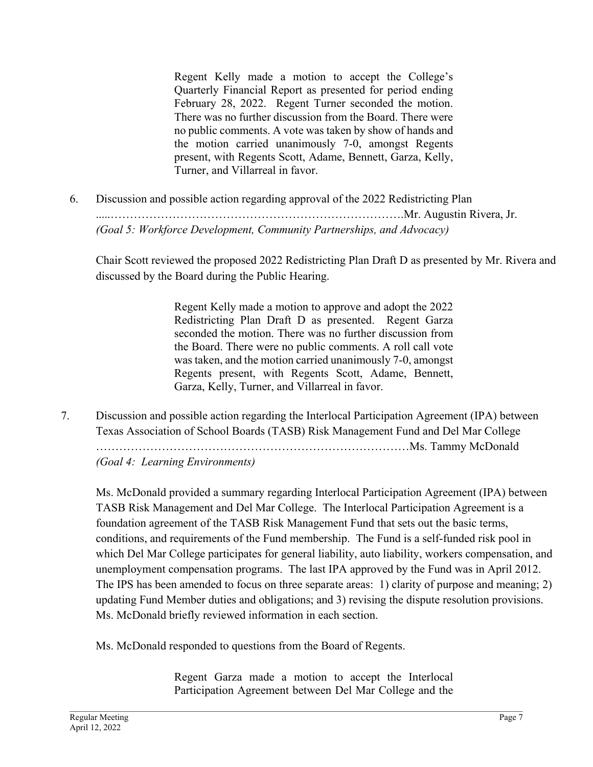Regent Kelly made a motion to accept the College's Quarterly Financial Report as presented for period ending February 28, 2022. Regent Turner seconded the motion. There was no further discussion from the Board. There were no public comments. A vote was taken by show of hands and the motion carried unanimously 7-0, amongst Regents present, with Regents Scott, Adame, Bennett, Garza, Kelly, Turner, and Villarreal in favor.

6. Discussion and possible action regarding approval of the 2022 Redistricting Plan .....…………………………………………………………………….Mr. Augustin Rivera, Jr.
*(Goal 5: Workforce Development, Community Partnerships, and Advocacy)*

Chair Scott reviewed the proposed 2022 Redistricting Plan Draft D as presented by Mr. Rivera and discussed by the Board during the Public Hearing.

Regent Kelly made a motion to approve and adopt the 2022 Redistricting Plan Draft D as presented. Regent Garza seconded the motion. There was no further discussion from the Board. There were no public comments. A roll call vote was taken, and the motion carried unanimously 7-0, amongst Regents present, with Regents Scott, Adame, Bennett, Garza, Kelly, Turner, and Villarreal in favor.

7. Discussion and possible action regarding the Interlocal Participation Agreement (IPA) between Texas Association of School Boards (TASB) Risk Management Fund and Del Mar College ……………………………………………………………………Ms. Tammy McDonald
*(Goal 4: Learning Environments)*

Ms. McDonald provided a summary regarding Interlocal Participation Agreement (IPA) between TASB Risk Management and Del Mar College. The Interlocal Participation Agreement is a foundation agreement of the TASB Risk Management Fund that sets out the basic terms, conditions, and requirements of the Fund membership. The Fund is a self-funded risk pool in which Del Mar College participates for general liability, auto liability, workers compensation, and unemployment compensation programs. The last IPA approved by the Fund was in April 2012. The IPS has been amended to focus on three separate areas: 1) clarity of purpose and meaning; 2) updating Fund Member duties and obligations; and 3) revising the dispute resolution provisions. Ms. McDonald briefly reviewed information in each section.

Ms. McDonald responded to questions from the Board of Regents.

Regent Garza made a motion to accept the Interlocal Participation Agreement between Del Mar College and the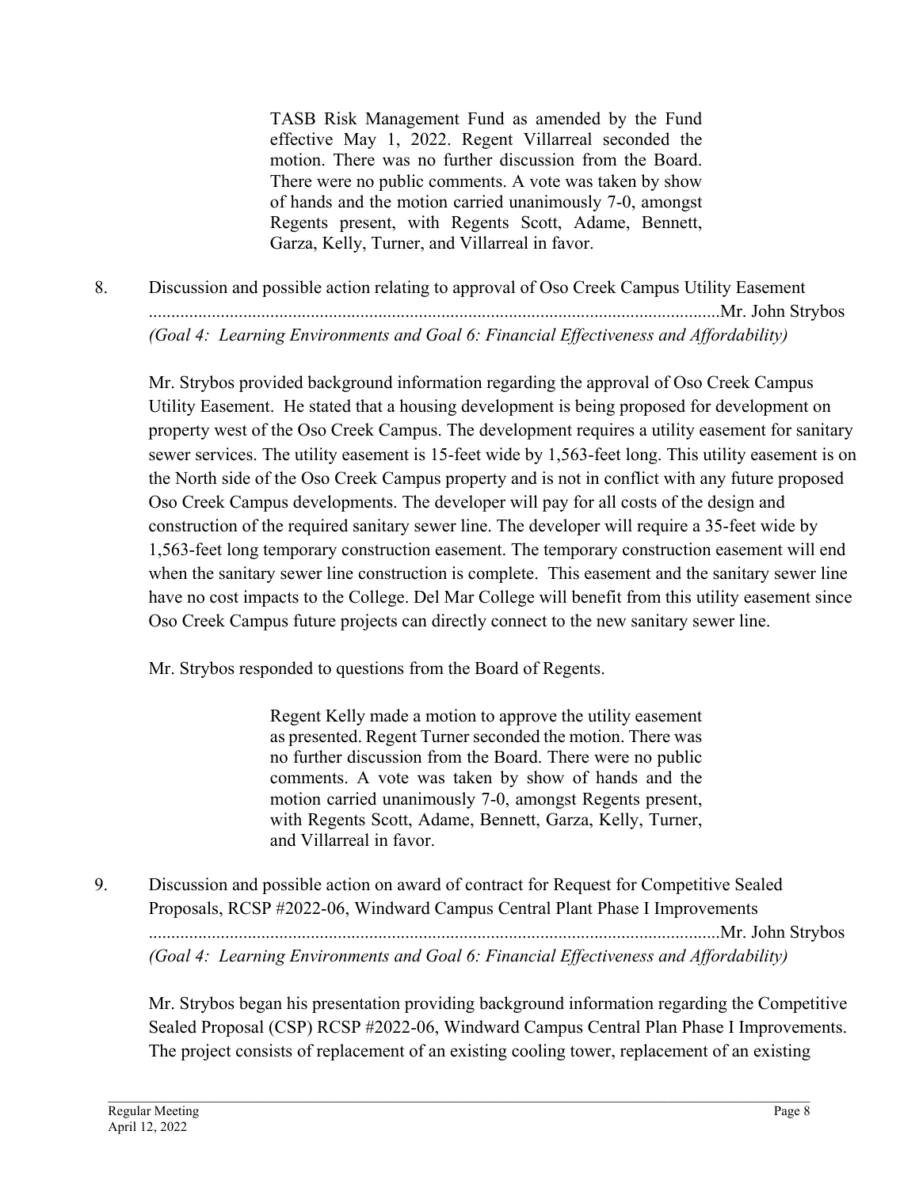TASB Risk Management Fund as amended by the Fund effective May 1, 2022. Regent Villarreal seconded the motion. There was no further discussion from the Board. There were no public comments. A vote was taken by show of hands and the motion carried unanimously 7-0, amongst Regents present, with Regents Scott, Adame, Bennett, Garza, Kelly, Turner, and Villarreal in favor.

8. Discussion and possible action relating to approval of Oso Creek Campus Utility Easement ..............................................................................................................................Mr. John Strybos
*(Goal 4: Learning Environments and Goal 6: Financial Effectiveness and Affordability)*

Mr. Strybos provided background information regarding the approval of Oso Creek Campus Utility Easement. He stated that a housing development is being proposed for development on property west of the Oso Creek Campus. The development requires a utility easement for sanitary sewer services. The utility easement is 15-feet wide by 1,563-feet long. This utility easement is on the North side of the Oso Creek Campus property and is not in conflict with any future proposed Oso Creek Campus developments. The developer will pay for all costs of the design and construction of the required sanitary sewer line. The developer will require a 35-feet wide by 1,563-feet long temporary construction easement. The temporary construction easement will end when the sanitary sewer line construction is complete. This easement and the sanitary sewer line have no cost impacts to the College. Del Mar College will benefit from this utility easement since Oso Creek Campus future projects can directly connect to the new sanitary sewer line.

Mr. Strybos responded to questions from the Board of Regents.

Regent Kelly made a motion to approve the utility easement as presented. Regent Turner seconded the motion. There was no further discussion from the Board. There were no public comments. A vote was taken by show of hands and the motion carried unanimously 7-0, amongst Regents present, with Regents Scott, Adame, Bennett, Garza, Kelly, Turner, and Villarreal in favor.

9. Discussion and possible action on award of contract for Request for Competitive Sealed Proposals, RCSP #2022-06, Windward Campus Central Plant Phase I Improvements ..............................................................................................................................Mr. John Strybos
*(Goal 4: Learning Environments and Goal 6: Financial Effectiveness and Affordability)*

Mr. Strybos began his presentation providing background information regarding the Competitive Sealed Proposal (CSP) RCSP #2022-06, Windward Campus Central Plan Phase I Improvements. The project consists of replacement of an existing cooling tower, replacement of an existing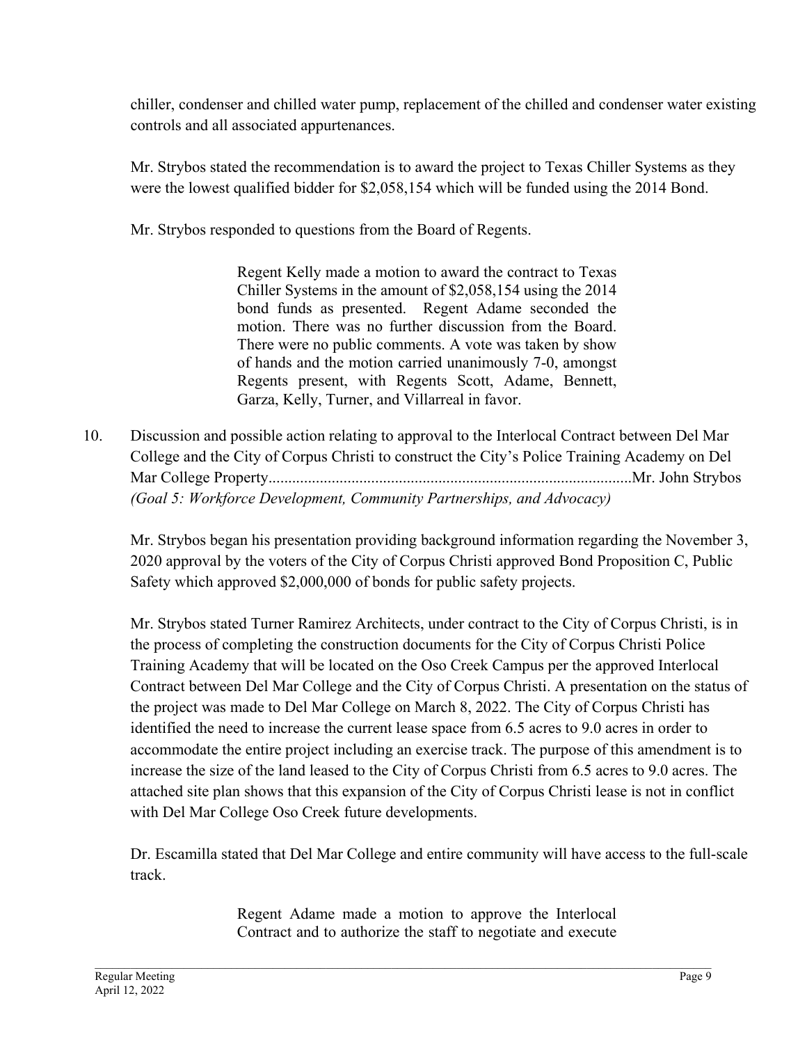chiller, condenser and chilled water pump, replacement of the chilled and condenser water existing controls and all associated appurtenances.

Mr. Strybos stated the recommendation is to award the project to Texas Chiller Systems as they were the lowest qualified bidder for $2,058,154 which will be funded using the 2014 Bond.

Mr. Strybos responded to questions from the Board of Regents.

> Regent Kelly made a motion to award the contract to Texas Chiller Systems in the amount of $2,058,154 using the 2014 bond funds as presented. Regent Adame seconded the motion. There was no further discussion from the Board. There were no public comments. A vote was taken by show of hands and the motion carried unanimously 7-0, amongst Regents present, with Regents Scott, Adame, Bennett, Garza, Kelly, Turner, and Villarreal in favor.

10. Discussion and possible action relating to approval to the Interlocal Contract between Del Mar College and the City of Corpus Christi to construct the City's Police Training Academy on Del Mar College Property............................................................................................Mr. John Strybos
*(Goal 5: Workforce Development, Community Partnerships, and Advocacy)*

Mr. Strybos began his presentation providing background information regarding the November 3, 2020 approval by the voters of the City of Corpus Christi approved Bond Proposition C, Public Safety which approved $2,000,000 of bonds for public safety projects.

Mr. Strybos stated Turner Ramirez Architects, under contract to the City of Corpus Christi, is in the process of completing the construction documents for the City of Corpus Christi Police Training Academy that will be located on the Oso Creek Campus per the approved Interlocal Contract between Del Mar College and the City of Corpus Christi. A presentation on the status of the project was made to Del Mar College on March 8, 2022. The City of Corpus Christi has identified the need to increase the current lease space from 6.5 acres to 9.0 acres in order to accommodate the entire project including an exercise track. The purpose of this amendment is to increase the size of the land leased to the City of Corpus Christi from 6.5 acres to 9.0 acres. The attached site plan shows that this expansion of the City of Corpus Christi lease is not in conflict with Del Mar College Oso Creek future developments.

Dr. Escamilla stated that Del Mar College and entire community will have access to the full-scale track.

> Regent Adame made a motion to approve the Interlocal Contract and to authorize the staff to negotiate and execute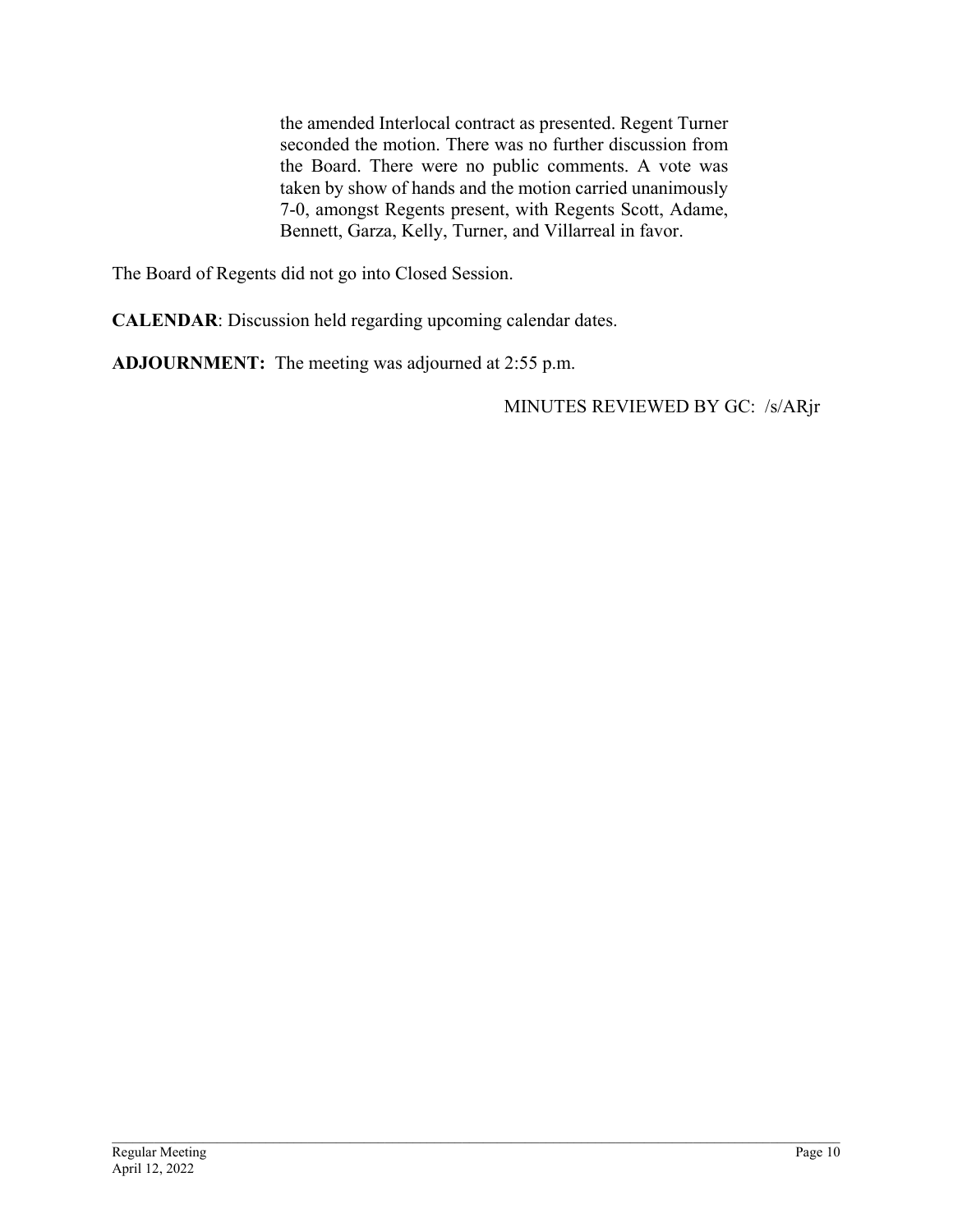the amended Interlocal contract as presented. Regent Turner seconded the motion. There was no further discussion from the Board. There were no public comments. A vote was taken by show of hands and the motion carried unanimously 7-0, amongst Regents present, with Regents Scott, Adame, Bennett, Garza, Kelly, Turner, and Villarreal in favor.

The Board of Regents did not go into Closed Session.

**CALENDAR**: Discussion held regarding upcoming calendar dates.

**ADJOURNMENT:** The meeting was adjourned at 2:55 p.m.

MINUTES REVIEWED BY GC: /s/ARjr